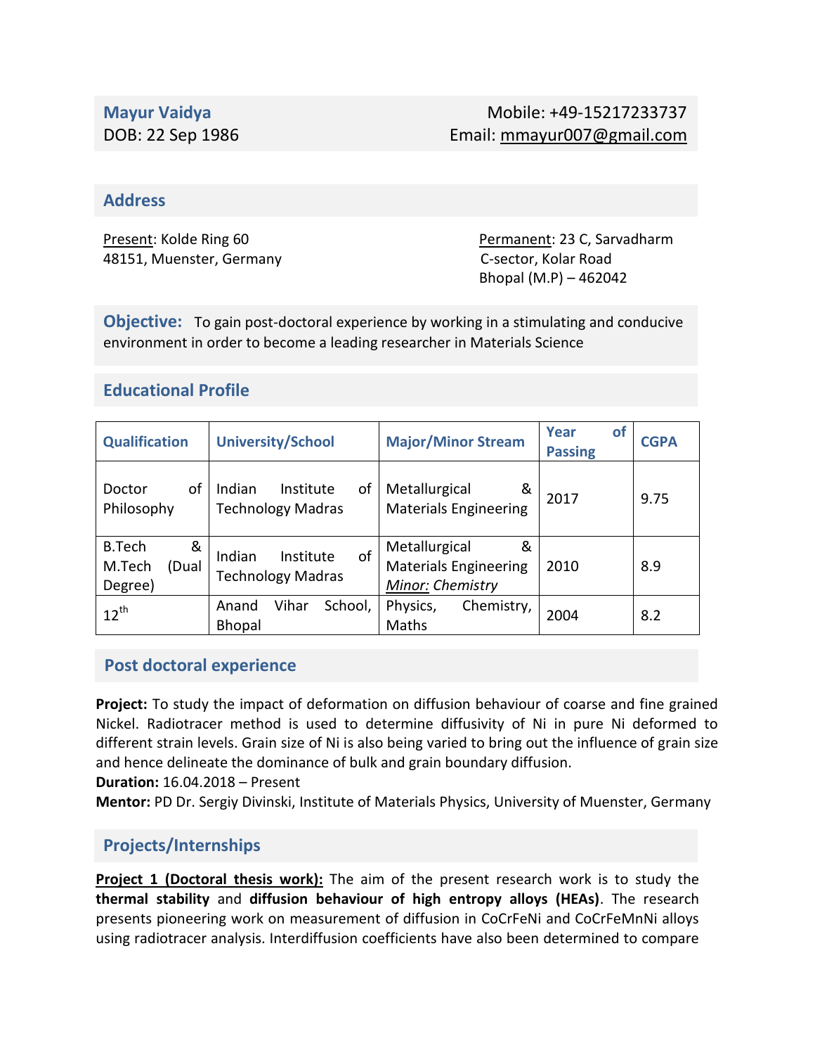**Mayur Vaidya**
DOB: 22 Sep 1986

Mobile: +49-15217233737
Email: mmayur007@gmail.com

## Address

Present: Kolde Ring 60
48151, Muenster, Germany

Permanent: 23 C, Sarvadharm
C-sector, Kolar Road
Bhopal (M.P) – 462042

**Objective:** To gain post-doctoral experience by working in a stimulating and conducive environment in order to become a leading researcher in Materials Science

## Educational Profile

| Qualification | University/School | Major/Minor Stream | Year of Passing | CGPA |
|---|---|---|---|---|
| Doctor of Philosophy | Indian Institute of Technology Madras | Metallurgical & Materials Engineering | 2017 | 9.75 |
| B.Tech & M.Tech (Dual Degree) | Indian Institute of Technology Madras | Metallurgical & Materials Engineering *Minor: Chemistry* | 2010 | 8.9 |
| 12th | Anand Vihar School, Bhopal | Physics, Chemistry, Maths | 2004 | 8.2 |

## Post doctoral experience

**Project:** To study the impact of deformation on diffusion behaviour of coarse and fine grained Nickel. Radiotracer method is used to determine diffusivity of Ni in pure Ni deformed to different strain levels. Grain size of Ni is also being varied to bring out the influence of grain size and hence delineate the dominance of bulk and grain boundary diffusion.
**Duration:** 16.04.2018 – Present
**Mentor:** PD Dr. Sergiy Divinski, Institute of Materials Physics, University of Muenster, Germany

## Projects/Internships

**Project 1 (Doctoral thesis work):** The aim of the present research work is to study the **thermal stability** and **diffusion behaviour of high entropy alloys (HEAs)**. The research presents pioneering work on measurement of diffusion in CoCrFeNi and CoCrFeMnNi alloys using radiotracer analysis. Interdiffusion coefficients have also been determined to compare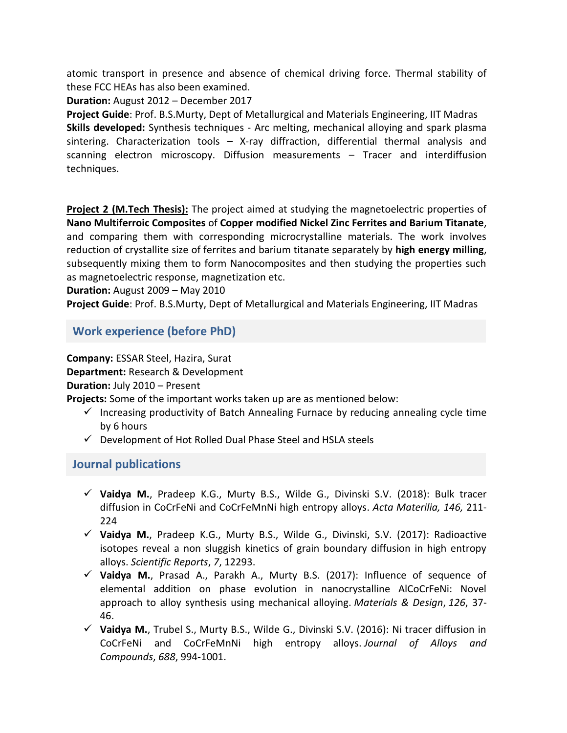atomic transport in presence and absence of chemical driving force. Thermal stability of these FCC HEAs has also been examined.

**Duration:** August 2012 – December 2017

**Project Guide**: Prof. B.S.Murty, Dept of Metallurgical and Materials Engineering, IIT Madras

**Skills developed:** Synthesis techniques - Arc melting, mechanical alloying and spark plasma sintering. Characterization tools – X-ray diffraction, differential thermal analysis and scanning electron microscopy. Diffusion measurements – Tracer and interdiffusion techniques.

**Project 2 (M.Tech Thesis):** The project aimed at studying the magnetoelectric properties of **Nano Multiferroic Composites** of **Copper modified Nickel Zinc Ferrites and Barium Titanate**, and comparing them with corresponding microcrystalline materials. The work involves reduction of crystallite size of ferrites and barium titanate separately by **high energy milling**, subsequently mixing them to form Nanocomposites and then studying the properties such as magnetoelectric response, magnetization etc.

**Duration:** August 2009 – May 2010

**Project Guide**: Prof. B.S.Murty, Dept of Metallurgical and Materials Engineering, IIT Madras

## Work experience (before PhD)

**Company:** ESSAR Steel, Hazira, Surat

**Department:** Research & Development

**Duration:** July 2010 – Present

**Projects:** Some of the important works taken up are as mentioned below:

- ✓ Increasing productivity of Batch Annealing Furnace by reducing annealing cycle time by 6 hours
- ✓ Development of Hot Rolled Dual Phase Steel and HSLA steels

## Journal publications

- ✓ **Vaidya M.**, Pradeep K.G., Murty B.S., Wilde G., Divinski S.V. (2018): Bulk tracer diffusion in CoCrFeNi and CoCrFeMnNi high entropy alloys. *Acta Materilia, 146,* 211-224
- ✓ **Vaidya M.**, Pradeep K.G., Murty B.S., Wilde G., Divinski, S.V. (2017): Radioactive isotopes reveal a non sluggish kinetics of grain boundary diffusion in high entropy alloys. *Scientific Reports*, *7*, 12293.
- ✓ **Vaidya M.**, Prasad A., Parakh A., Murty B.S. (2017): Influence of sequence of elemental addition on phase evolution in nanocrystalline AlCoCrFeNi: Novel approach to alloy synthesis using mechanical alloying. *Materials & Design*, *126*, 37-46.
- ✓ **Vaidya M.**, Trubel S., Murty B.S., Wilde G., Divinski S.V. (2016): Ni tracer diffusion in CoCrFeNi and CoCrFeMnNi high entropy alloys. *Journal of Alloys and Compounds*, *688*, 994-1001.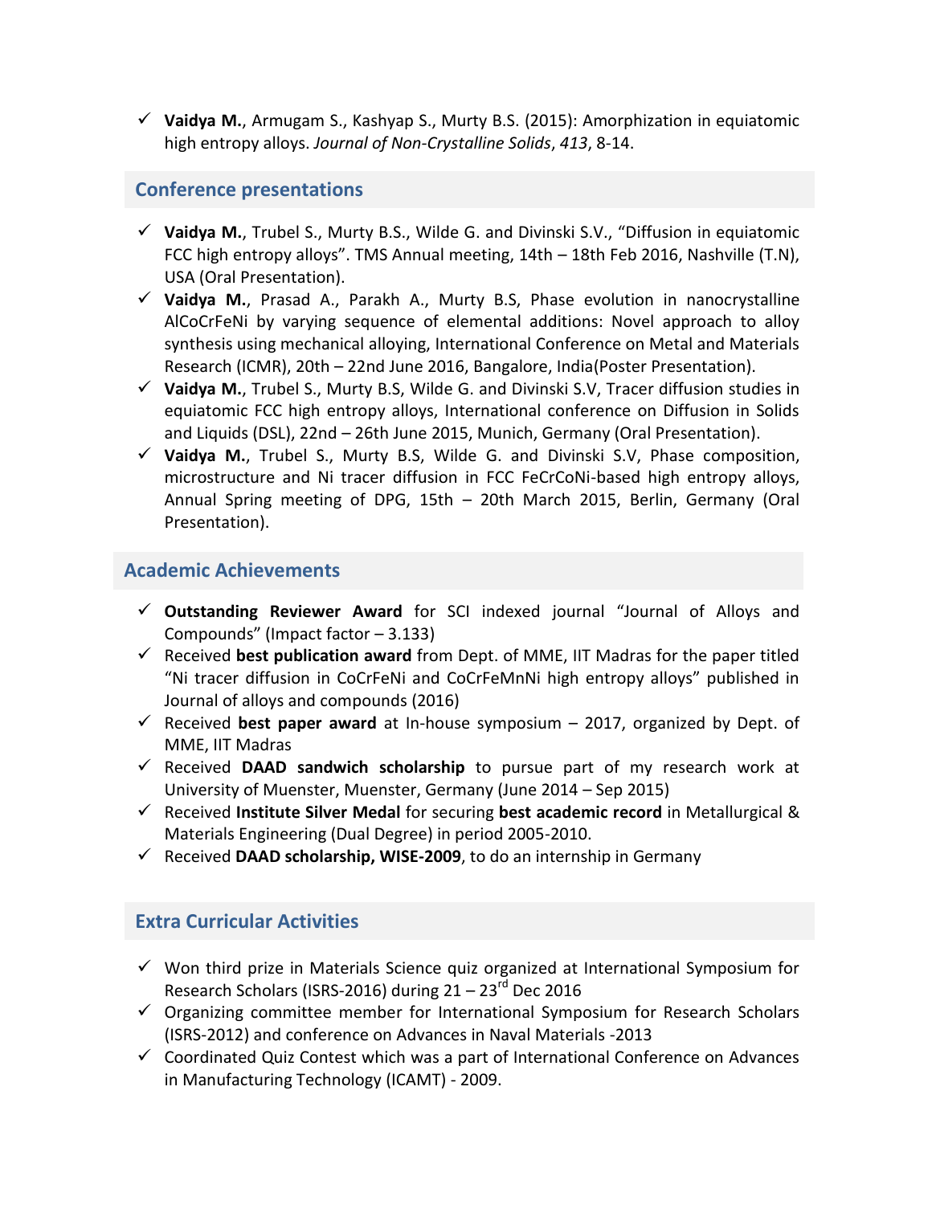- ✓ **Vaidya M.**, Armugam S., Kashyap S., Murty B.S. (2015): Amorphization in equiatomic high entropy alloys. *Journal of Non-Crystalline Solids*, *413*, 8-14.

## Conference presentations

- ✓ **Vaidya M.**, Trubel S., Murty B.S., Wilde G. and Divinski S.V., “Diffusion in equiatomic FCC high entropy alloys”. TMS Annual meeting, 14th – 18th Feb 2016, Nashville (T.N), USA (Oral Presentation).
- ✓ **Vaidya M.**, Prasad A., Parakh A., Murty B.S, Phase evolution in nanocrystalline AlCoCrFeNi by varying sequence of elemental additions: Novel approach to alloy synthesis using mechanical alloying, International Conference on Metal and Materials Research (ICMR), 20th – 22nd June 2016, Bangalore, India(Poster Presentation).
- ✓ **Vaidya M.**, Trubel S., Murty B.S, Wilde G. and Divinski S.V, Tracer diffusion studies in equiatomic FCC high entropy alloys, International conference on Diffusion in Solids and Liquids (DSL), 22nd – 26th June 2015, Munich, Germany (Oral Presentation).
- ✓ **Vaidya M.**, Trubel S., Murty B.S, Wilde G. and Divinski S.V, Phase composition, microstructure and Ni tracer diffusion in FCC FeCrCoNi-based high entropy alloys, Annual Spring meeting of DPG, 15th – 20th March 2015, Berlin, Germany (Oral Presentation).

## Academic Achievements

- ✓ **Outstanding Reviewer Award** for SCI indexed journal “Journal of Alloys and Compounds” (Impact factor – 3.133)
- ✓ Received **best publication award** from Dept. of MME, IIT Madras for the paper titled “Ni tracer diffusion in CoCrFeNi and CoCrFeMnNi high entropy alloys” published in Journal of alloys and compounds (2016)
- ✓ Received **best paper award** at In-house symposium – 2017, organized by Dept. of MME, IIT Madras
- ✓ Received **DAAD sandwich scholarship** to pursue part of my research work at University of Muenster, Muenster, Germany (June 2014 – Sep 2015)
- ✓ Received **Institute Silver Medal** for securing **best academic record** in Metallurgical & Materials Engineering (Dual Degree) in period 2005-2010.
- ✓ Received **DAAD scholarship, WISE-2009**, to do an internship in Germany

## Extra Curricular Activities

- ✓ Won third prize in Materials Science quiz organized at International Symposium for Research Scholars (ISRS-2016) during 21 – 23rd Dec 2016
- ✓ Organizing committee member for International Symposium for Research Scholars (ISRS-2012) and conference on Advances in Naval Materials -2013
- ✓ Coordinated Quiz Contest which was a part of International Conference on Advances in Manufacturing Technology (ICAMT) - 2009.